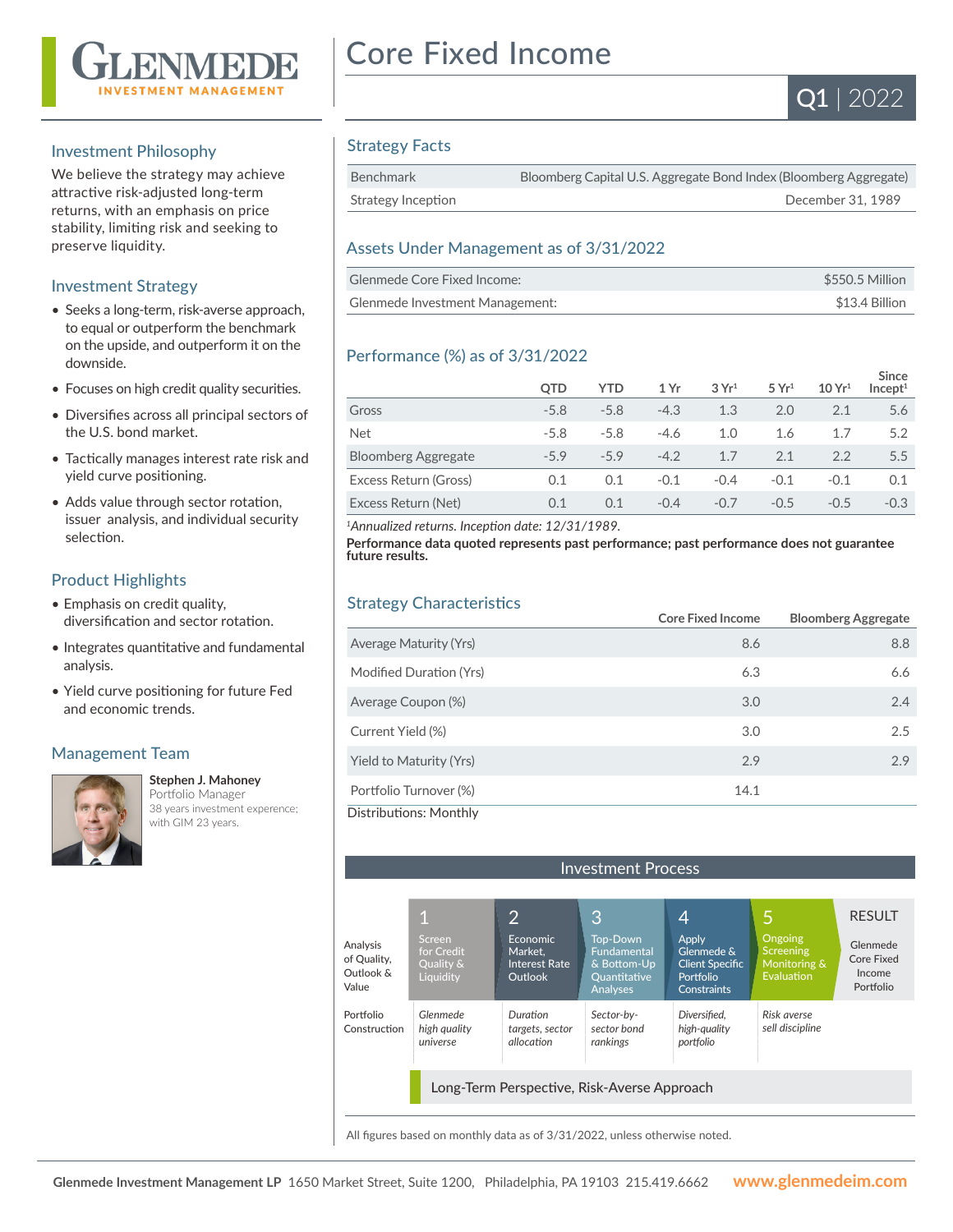# GLENMEDE INVESTMENT MANAGEMENT

# Core Fixed Income

**Q1 | 2022**

## Investment Philosophy

We believe the strategy may achieve attractive risk-adjusted long-term returns, with an emphasis on price stability, limiting risk and seeking to preserve liquidity.

## Investment Strategy

- Seeks a long-term, risk-averse approach, to equal or outperform the benchmark on the upside, and outperform it on the downside.
- Focuses on high credit quality securities.
- Diversifies across all principal sectors of the U.S. bond market.
- Tactically manages interest rate risk and yield curve positioning.
- Adds value through sector rotation, issuer analysis, and individual security selection.

## Product Highlights

- Emphasis on credit quality, diversification and sector rotation.
- Integrates quantitative and fundamental analysis.
- Yield curve positioning for future Fed and economic trends.

## Management Team

**Stephen J. Mahoney**
Portfolio Manager
38 years investment experience; with GIM 23 years.

## Strategy Facts

| | |
|---|---|
| Benchmark | Bloomberg Capital U.S. Aggregate Bond Index (Bloomberg Aggregate) |
| Strategy Inception | December 31, 1989 |

## Assets Under Management as of 3/31/2022

| | |
|---|---|
| Glenmede Core Fixed Income: | $550.5 Million |
| Glenmede Investment Management: | $13.4 Billion |

## Performance (%) as of 3/31/2022

| | QTD | YTD | 1 Yr | 3 Yr[1] | 5 Yr[1] | 10 Yr[1] | Since Incept[1] |
|---|---|---|---|---|---|---|---|
| Gross | -5.8 | -5.8 | -4.3 | 1.3 | 2.0 | 2.1 | 5.6 |
| Net | -5.8 | -5.8 | -4.6 | 1.0 | 1.6 | 1.7 | 5.2 |
| Bloomberg Aggregate | -5.9 | -5.9 | -4.2 | 1.7 | 2.1 | 2.2 | 5.5 |
| Excess Return (Gross) | 0.1 | 0.1 | -0.1 | -0.4 | -0.1 | -0.1 | 0.1 |
| Excess Return (Net) | 0.1 | 0.1 | -0.4 | -0.7 | -0.5 | -0.5 | -0.3 |

[1]*Annualized returns. Inception date: 12/31/1989.*

**Performance data quoted represents past performance; past performance does not guarantee future results.**

## Strategy Characteristics

| | Core Fixed Income | Bloomberg Aggregate |
|---|---|---|
| Average Maturity (Yrs) | 8.6 | 8.8 |
| Modified Duration (Yrs) | 6.3 | 6.6 |
| Average Coupon (%) | 3.0 | 2.4 |
| Current Yield (%) | 3.0 | 2.5 |
| Yield to Maturity (Yrs) | 2.9 | 2.9 |
| Portfolio Turnover (%) | 14.1 | |

Distributions: Monthly

## Investment Process

| | 1 | 2 | 3 | 4 | 5 | RESULT |
|---|---|---|---|---|---|---|
| Analysis of Quality, Outlook & Value | Screen for Credit Quality & Liquidity | Economic Market, Interest Rate Outlook | Top-Down Fundamental & Bottom-Up Quantitative Analyses | Apply Glenmede & Client Specific Portfolio Constraints | Ongoing Screening Monitoring & Evaluation | Glenmede Core Fixed Income Portfolio |
| Portfolio Construction | *Glenmede high quality universe* | *Duration targets, sector allocation* | *Sector-by-sector bond rankings* | *Diversified, high-quality portfolio* | *Risk averse sell discipline* | |

Long-Term Perspective, Risk-Averse Approach

All figures based on monthly data as of 3/31/2022, unless otherwise noted.

**Glenmede Investment Management LP** 1650 Market Street, Suite 1200, Philadelphia, PA 19103 215.419.6662 **www.glenmedeim.com**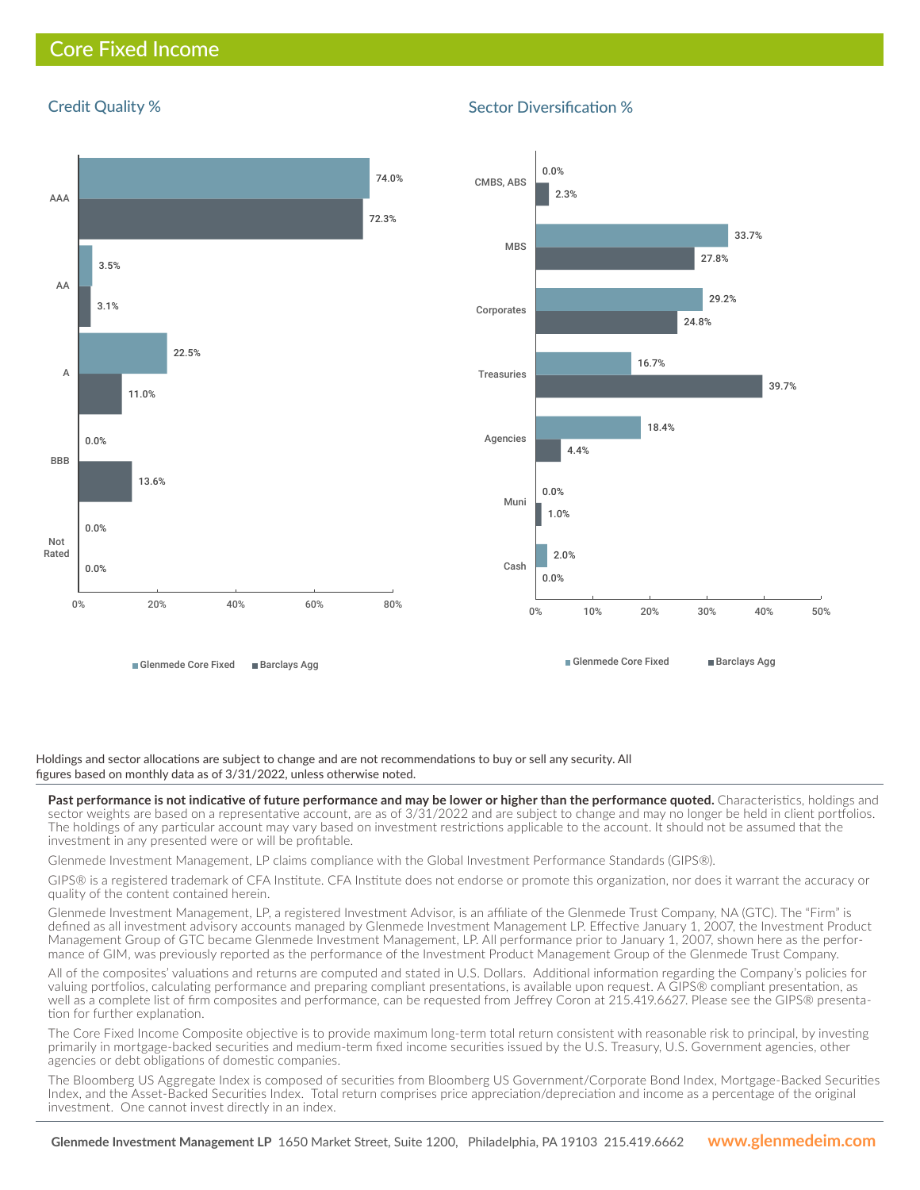## Core Fixed Income

### Credit Quality %

AAA
74.0%
72.3%

AA
3.5%
3.1%

A
22.5%
11.0%

BBB
0.0%
13.6%

Not Rated
0.0%
0.0%

0% 20% 40% 60% 80%

Glenmede Core Fixed    Barclays Agg

### Sector Diversification %

CMBS, ABS
0.0%
2.3%

MBS
33.7%
27.8%

Corporates
29.2%
24.8%

Treasuries
16.7%
39.7%

Agencies
18.4%
4.4%

Muni
0.0%
1.0%

Cash
2.0%
0.0%

0% 10% 20% 30% 40% 50%

Glenmede Core Fixed    Barclays Agg

Holdings and sector allocations are subject to change and are not recommendations to buy or sell any security. All figures based on monthly data as of 3/31/2022, unless otherwise noted.

**Past performance is not indicative of future performance and may be lower or higher than the performance quoted.** Characteristics, holdings and sector weights are based on a representative account, are as of 3/31/2022 and are subject to change and may no longer be held in client portfolios. The holdings of any particular account may vary based on investment restrictions applicable to the account. It should not be assumed that the investment in any presented were or will be profitable.

Glenmede Investment Management, LP claims compliance with the Global Investment Performance Standards (GIPS®).

GIPS® is a registered trademark of CFA Institute. CFA Institute does not endorse or promote this organization, nor does it warrant the accuracy or quality of the content contained herein.

Glenmede Investment Management, LP, a registered Investment Advisor, is an affiliate of the Glenmede Trust Company, NA (GTC). The "Firm" is defined as all investment advisory accounts managed by Glenmede Investment Management LP. Effective January 1, 2007, the Investment Product Management Group of GTC became Glenmede Investment Management, LP. All performance prior to January 1, 2007, shown here as the performance of GIM, was previously reported as the performance of the Investment Product Management Group of the Glenmede Trust Company.

All of the composites' valuations and returns are computed and stated in U.S. Dollars. Additional information regarding the Company's policies for valuing portfolios, calculating performance and preparing compliant presentations, is available upon request. A GIPS® compliant presentation, as well as a complete list of firm composites and performance, can be requested from Jeffrey Coron at 215.419.6627. Please see the GIPS® presentation for further explanation.

The Core Fixed Income Composite objective is to provide maximum long-term total return consistent with reasonable risk to principal, by investing primarily in mortgage-backed securities and medium-term fixed income securities issued by the U.S. Treasury, U.S. Government agencies, other agencies or debt obligations of domestic companies.

The Bloomberg US Aggregate Index is composed of securities from Bloomberg US Government/Corporate Bond Index, Mortgage-Backed Securities Index, and the Asset-Backed Securities Index. Total return comprises price appreciation/depreciation and income as a percentage of the original investment. One cannot invest directly in an index.

**Glenmede Investment Management LP** 1650 Market Street, Suite 1200, Philadelphia, PA 19103 215.419.6662 **www.glenmedeim.com**